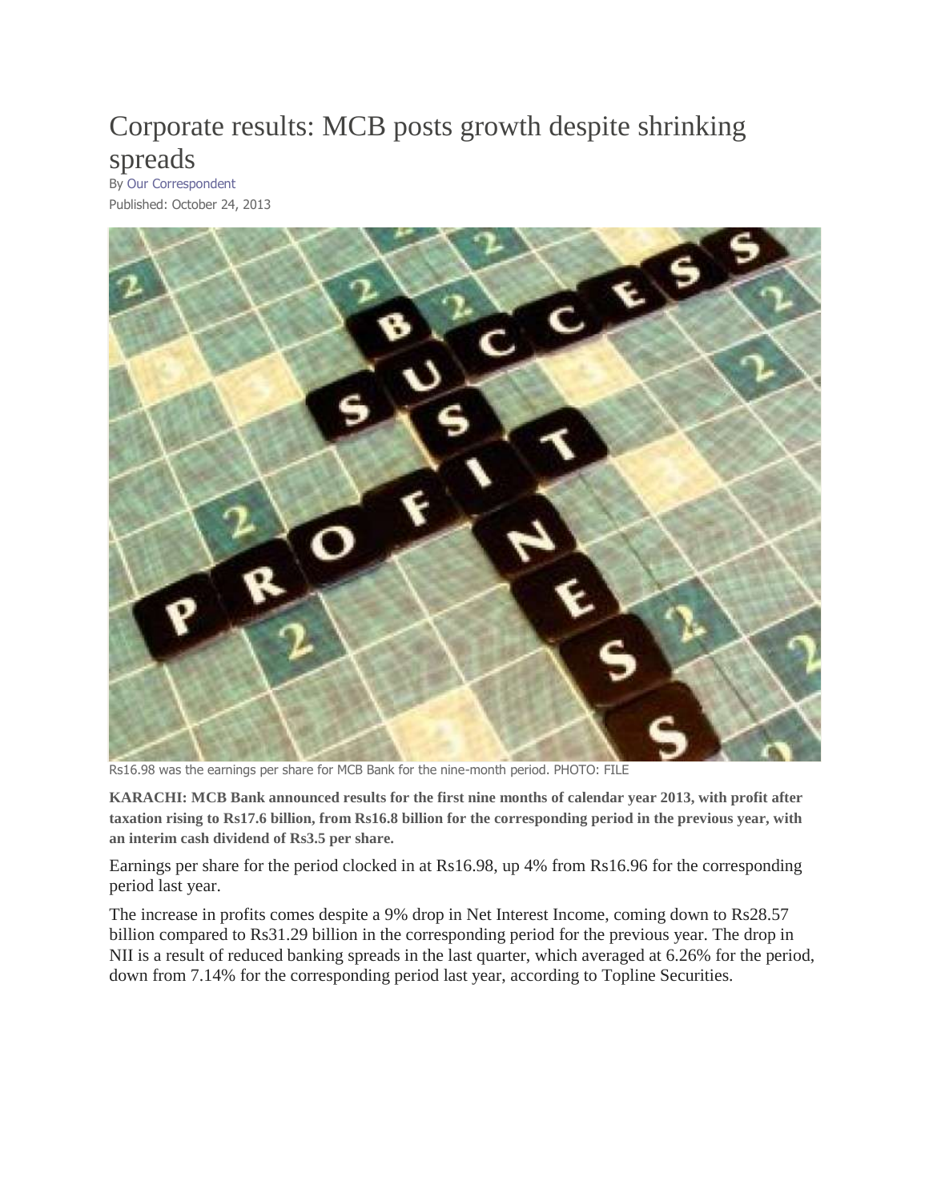# Corporate results: MCB posts growth despite shrinking spreads

By Our Correspondent

Published: October 24, 2013

Rs16.98 was the earnings per share for MCB Bank for the nine-month period. PHOTO: FILE

**KARACHI: MCB Bank announced results for the first nine months of calendar year 2013, with profit after taxation rising to Rs17.6 billion, from Rs16.8 billion for the corresponding period in the previous year, with an interim cash dividend of Rs3.5 per share.**

Earnings per share for the period clocked in at Rs16.98, up 4% from Rs16.96 for the corresponding period last year.

The increase in profits comes despite a 9% drop in Net Interest Income, coming down to Rs28.57 billion compared to Rs31.29 billion in the corresponding period for the previous year. The drop in NII is a result of reduced banking spreads in the last quarter, which averaged at 6.26% for the period, down from 7.14% for the corresponding period last year, according to Topline Securities.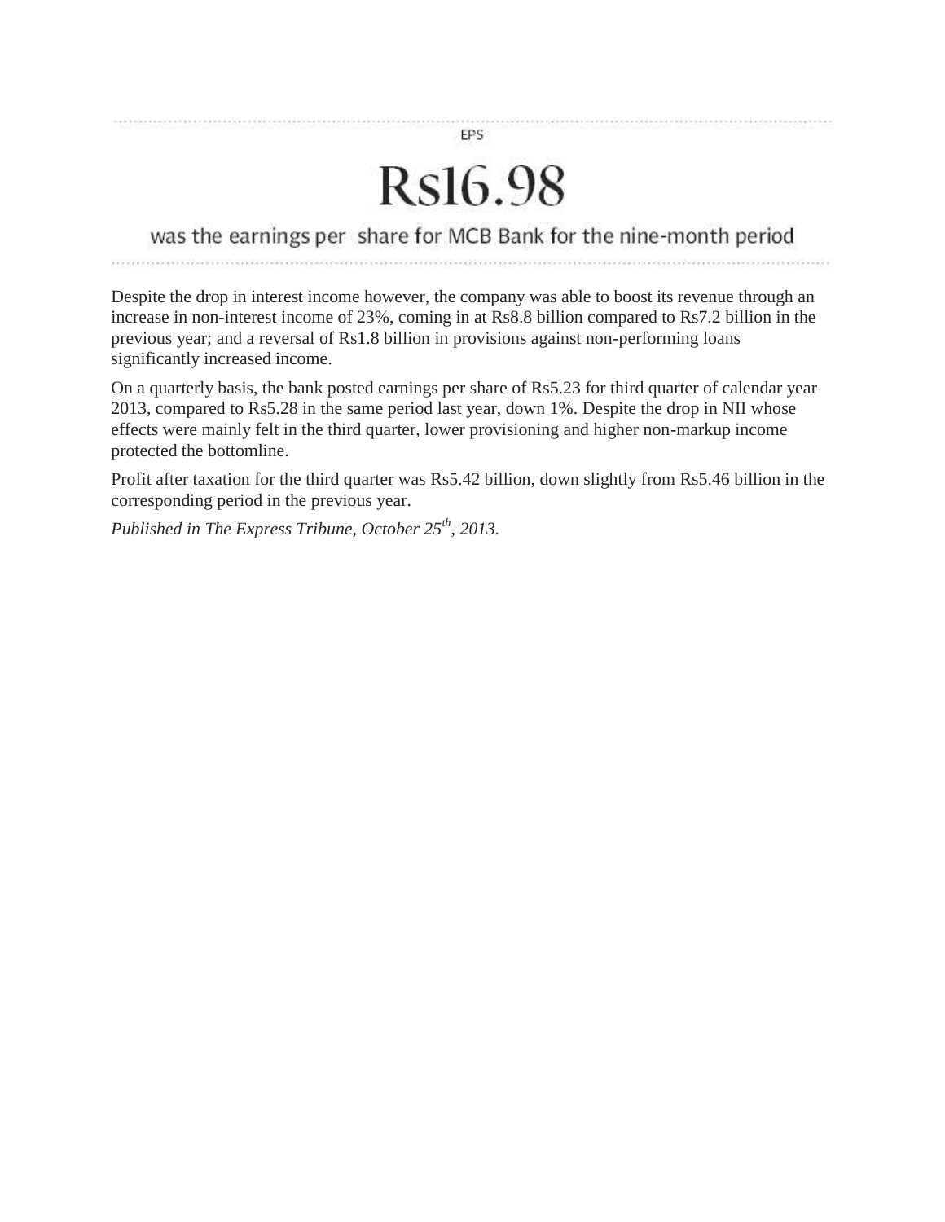EPS

# Rs16.98

was the earnings per share for MCB Bank for the nine-month period

Despite the drop in interest income however, the company was able to boost its revenue through an increase in non-interest income of 23%, coming in at Rs8.8 billion compared to Rs7.2 billion in the previous year; and a reversal of Rs1.8 billion in provisions against non-performing loans significantly increased income.

On a quarterly basis, the bank posted earnings per share of Rs5.23 for third quarter of calendar year 2013, compared to Rs5.28 in the same period last year, down 1%. Despite the drop in NII whose effects were mainly felt in the third quarter, lower provisioning and higher non-markup income protected the bottomline.

Profit after taxation for the third quarter was Rs5.42 billion, down slightly from Rs5.46 billion in the corresponding period in the previous year.

*Published in The Express Tribune, October 25th, 2013.*